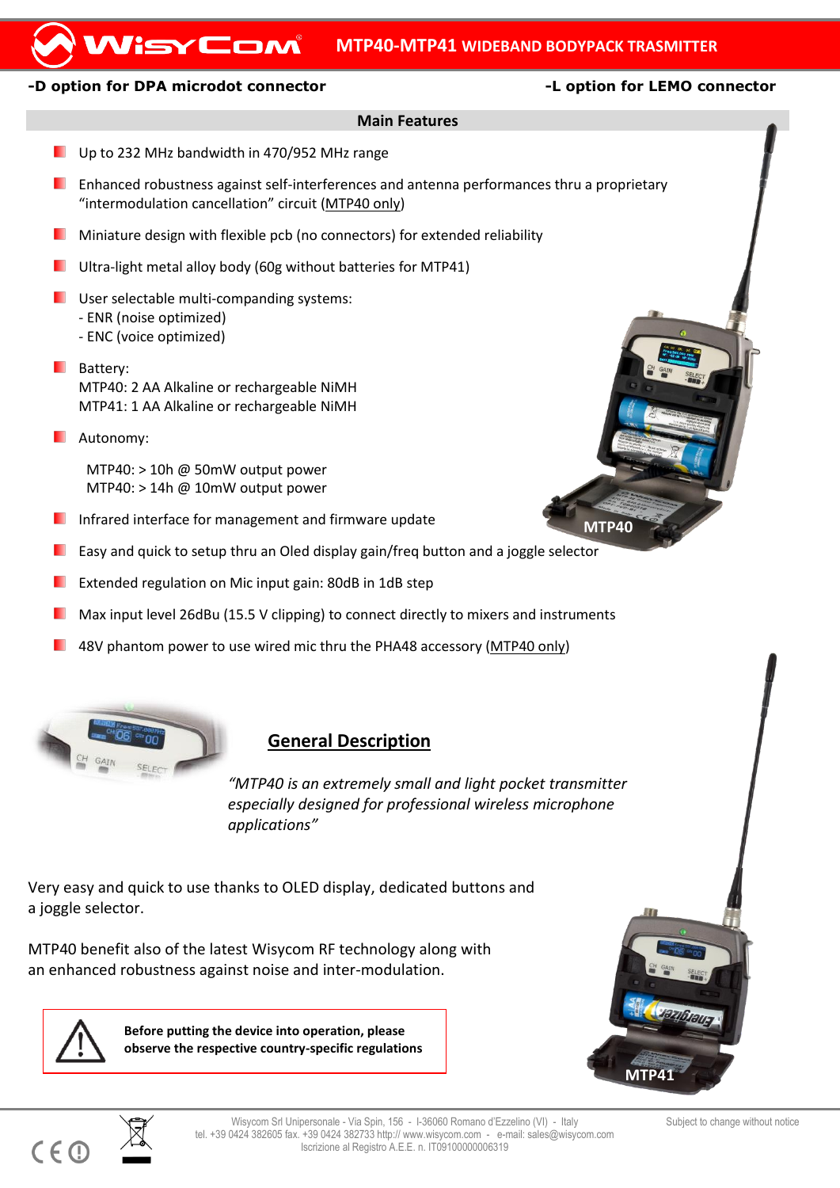# MTP40-MTP41 WIDEBAND BODYPACK TRASMITTER

**-D option for DPA microdot connector**

**-L option for LEMO connector**

## Main Features

- Up to 232 MHz bandwidth in 470/952 MHz range
- Enhanced robustness against self-interferences and antenna performances thru a proprietary "intermodulation cancellation" circuit (MTP40 only)
- Miniature design with flexible pcb (no connectors) for extended reliability
- Ultra-light metal alloy body (60g without batteries for MTP41)
- User selectable multi-companding systems:
  - ENR (noise optimized)
  - ENC (voice optimized)
- Battery:
  MTP40: 2 AA Alkaline or rechargeable NiMH
  MTP41: 1 AA Alkaline or rechargeable NiMH
- Autonomy:

  MTP40: > 10h @ 50mW output power
  MTP40: > 14h @ 10mW output power
- Infrared interface for management and firmware update
- Easy and quick to setup thru an Oled display gain/freq button and a joggle selector
- Extended regulation on Mic input gain: 80dB in 1dB step
- Max input level 26dBu (15.5 V clipping) to connect directly to mixers and instruments
- 48V phantom power to use wired mic thru the PHA48 accessory (MTP40 only)

MTP40

MTP41

## General Description

*"MTP40 is an extremely small and light pocket transmitter especially designed for professional wireless microphone applications"*

Very easy and quick to use thanks to OLED display, dedicated buttons and a joggle selector.

MTP40 benefit also of the latest Wisycom RF technology along with an enhanced robustness against noise and inter-modulation.

**Before putting the device into operation, please observe the respective country-specific regulations**

Wisycom Srl Unipersonale - Via Spin, 156 - I-36060 Romano d'Ezzelino (VI) - Italy
tel. +39 0424 382605 fax. +39 0424 382733 http:// www.wisycom.com - e-mail: sales@wisycom.com
Iscrizione al Registro A.E.E. n. IT09100000006319

Subject to change without notice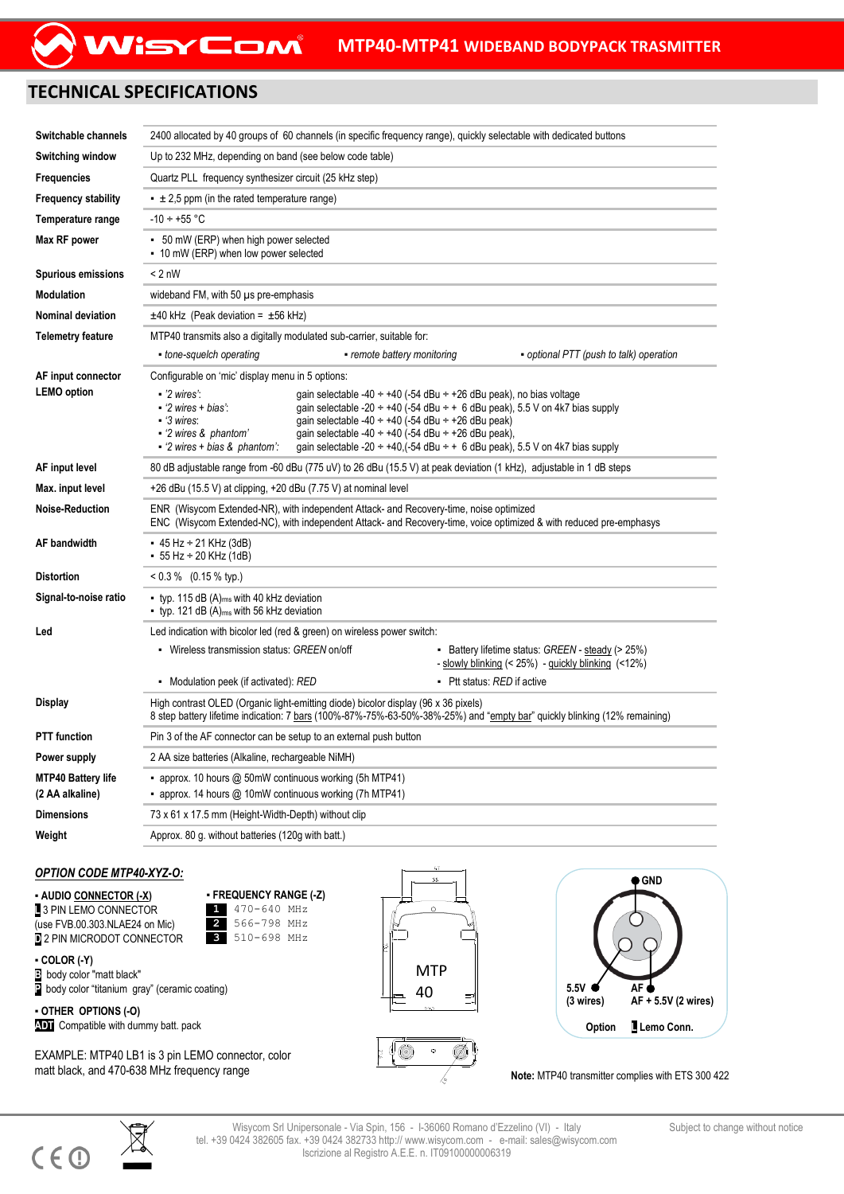# MTP40-MTP41 WIDEBAND BODYPACK TRASMITTER

## TECHNICAL SPECIFICATIONS

| | |
|---|---|
| **Switchable channels** | 2400 allocated by 40 groups of 60 channels (in specific frequency range), quickly selectable with dedicated buttons |
| **Switching window** | Up to 232 MHz, depending on band (see below code table) |
| **Frequencies** | Quartz PLL frequency synthesizer circuit (25 kHz step) |
| **Frequency stability** | ▪ ± 2,5 ppm (in the rated temperature range) |
| **Temperature range** | -10 ÷ +55 °C |
| **Max RF power** | ▪ 50 mW (ERP) when high power selected<br>▪ 10 mW (ERP) when low power selected |
| **Spurious emissions** | < 2 nW |
| **Modulation** | wideband FM, with 50 µs pre-emphasis |
| **Nominal deviation** | ±40 kHz (Peak deviation = ±56 kHz) |
| **Telemetry feature** | MTP40 transmits also a digitally modulated sub-carrier, suitable for:<br>▪ *tone-squelch operating* ▪ *remote battery monitoring* ▪ *optional PTT (push to talk) operation* |
| **AF input connector LEMO option** | Configurable on 'mic' display menu in 5 options:<br>▪ *'2 wires'*: gain selectable -40 ÷ +40 (-54 dBu ÷ +26 dBu peak), no bias voltage<br>▪ *'2 wires + bias'*: gain selectable -20 ÷ +40 (-54 dBu ÷ + 6 dBu peak), 5.5 V on 4k7 bias supply<br>▪ *'3 wires*: gain selectable -40 ÷ +40 (-54 dBu ÷ +26 dBu peak)<br>▪ *'2 wires & phantom'* gain selectable -40 ÷ +40 (-54 dBu ÷ +26 dBu peak),<br>▪ *'2 wires + bias & phantom'*: gain selectable -20 ÷ +40,(-54 dBu ÷ + 6 dBu peak), 5.5 V on 4k7 bias supply |
| **AF input level** | 80 dB adjustable range from -60 dBu (775 uV) to 26 dBu (15.5 V) at peak deviation (1 kHz), adjustable in 1 dB steps |
| **Max. input level** | +26 dBu (15.5 V) at clipping, +20 dBu (7.75 V) at nominal level |
| **Noise-Reduction** | ENR (Wisycom Extended-NR), with independent Attack- and Recovery-time, noise optimized<br>ENC (Wisycom Extended-NC), with independent Attack- and Recovery-time, voice optimized & with reduced pre-emphasys |
| **AF bandwidth** | ▪ 45 Hz ÷ 21 KHz (3dB)<br>▪ 55 Hz ÷ 20 KHz (1dB) |
| **Distortion** | < 0.3 % (0.15 % typ.) |
| **Signal-to-noise ratio** | ▪ typ. 115 dB $(A)_{rms}$ with 40 kHz deviation<br>▪ typ. 121 dB $(A)_{rms}$ with 56 kHz deviation |
| **Led** | Led indication with bicolor led (red & green) on wireless power switch:<br>▪ Wireless transmission status: *GREEN* on/off<br>▪ Battery lifetime status: *GREEN* - steady (> 25%) - slowly blinking (< 25%) - quickly blinking (<12%)<br>▪ Modulation peek (if activated): *RED*<br>▪ Ptt status: *RED* if active |
| **Display** | High contrast OLED (Organic light-emitting diode) bicolor display (96 x 36 pixels)<br>8 step battery lifetime indication: 7 bars (100%-87%-75%-63-50%-38%-25%) and "empty bar" quickly blinking (12% remaining) |
| **PTT function** | Pin 3 of the AF connector can be setup to an external push button |
| **Power supply** | 2 AA size batteries (Alkaline, rechargeable NiMH) |
| **MTP40 Battery life (2 AA alkaline)** | ▪ approx. 10 hours @ 50mW continuous working (5h MTP41)<br>▪ approx. 14 hours @ 10mW continuous working (7h MTP41) |
| **Dimensions** | 73 x 61 x 17.5 mm (Height-Width-Depth) without clip |
| **Weight** | Approx. 80 g. without batteries (120g with batt.) |

### *OPTION CODE MTP40-XYZ-O:*

**▪ AUDIO CONNECTOR (-X)**
- **L** 3 PIN LEMO CONNECTOR (use FVB.00.303.NLAE24 on Mic)
- **D** 2 PIN MICRODOT CONNECTOR

**▪ FREQUENCY RANGE (-Z)**
- **1** 470-640 MHz
- **2** 566-798 MHz
- **3** 510-698 MHz

**▪ COLOR (-Y)**
- **B** body color "matt black"
- **P** body color "titanium gray" (ceramic coating)

**▪ OTHER OPTIONS (-O)**
- **ADT** Compatible with dummy batt. pack

EXAMPLE: MTP40 LB1 is 3 pin LEMO connector, color matt black, and 470-638 MHz frequency range

MTP 40

GND
5.5V (3 wires)
AF
AF + 5.5V (2 wires)
Option **L** Lemo Conn.

**Note:** MTP40 transmitter complies with ETS 300 422

Wisycom Srl Unipersonale - Via Spin, 156 - I-36060 Romano d'Ezzelino (VI) - Italy
tel. +39 0424 382605 fax. +39 0424 382733 http:// www.wisycom.com - e-mail: sales@wisycom.com
Iscrizione al Registro A.E.E. n. IT09100000006319

Subject to change without notice